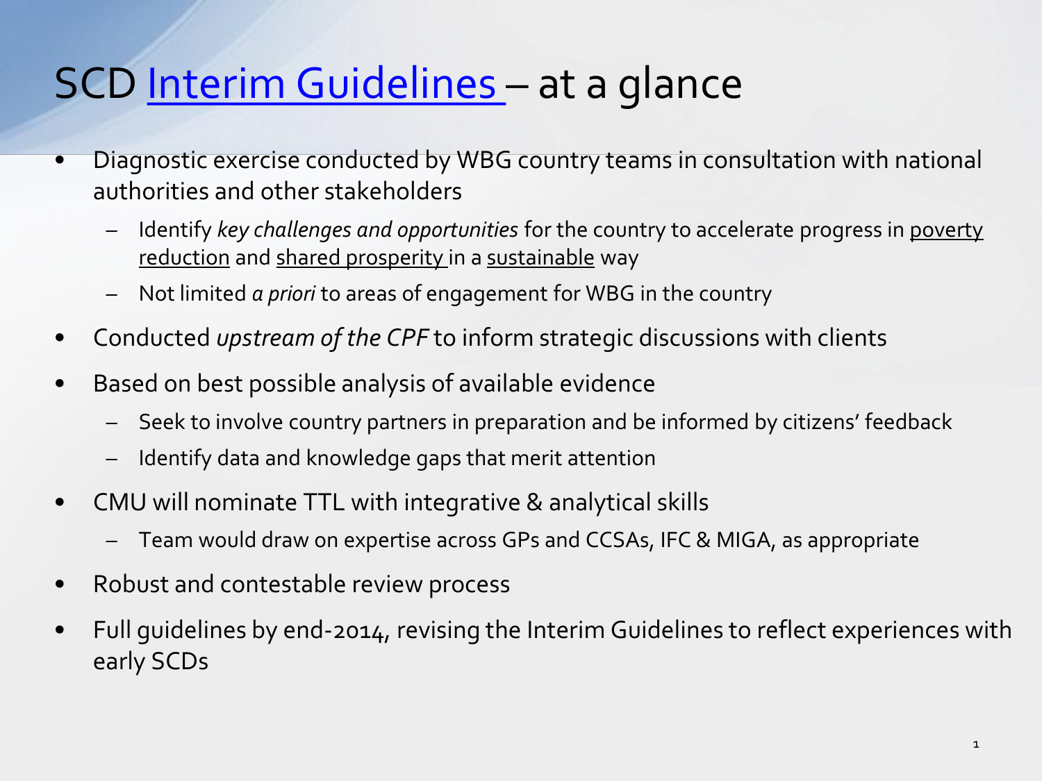# SCD Interim Guidelines – at a glance

- Diagnostic exercise conducted by WBG country teams in consultation with national authorities and other stakeholders
  - Identify *key challenges and opportunities* for the country to accelerate progress in poverty reduction and shared prosperity in a sustainable way
  - Not limited *a priori* to areas of engagement for WBG in the country
- Conducted *upstream of the CPF* to inform strategic discussions with clients
- Based on best possible analysis of available evidence
  - Seek to involve country partners in preparation and be informed by citizens' feedback
  - Identify data and knowledge gaps that merit attention
- CMU will nominate TTL with integrative & analytical skills
  - Team would draw on expertise across GPs and CCSAs, IFC & MIGA, as appropriate
- Robust and contestable review process
- Full guidelines by end-2014, revising the Interim Guidelines to reflect experiences with early SCDs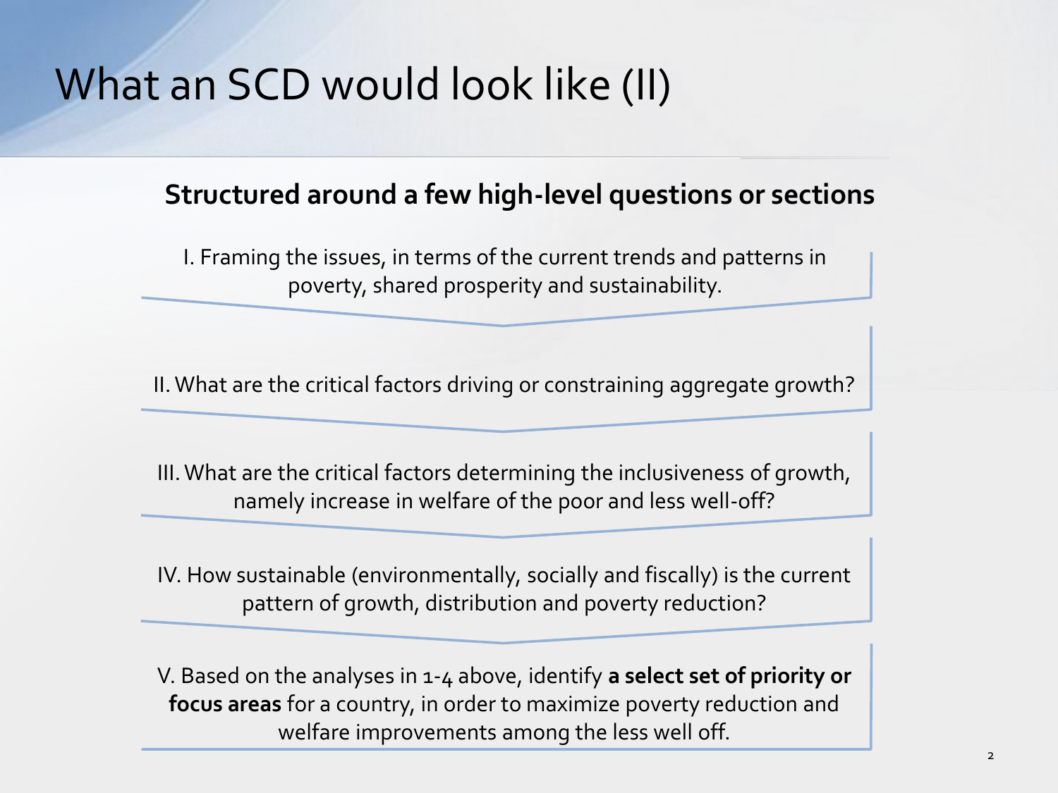# What an SCD would look like (II)

**Structured around a few high-level questions or sections**

I. Framing the issues, in terms of the current trends and patterns in poverty, shared prosperity and sustainability.

II. What are the critical factors driving or constraining aggregate growth?

III. What are the critical factors determining the inclusiveness of growth, namely increase in welfare of the poor and less well-off?

IV. How sustainable (environmentally, socially and fiscally) is the current pattern of growth, distribution and poverty reduction?

V. Based on the analyses in 1-4 above, identify **a select set of priority or focus areas** for a country, in order to maximize poverty reduction and welfare improvements among the less well off.